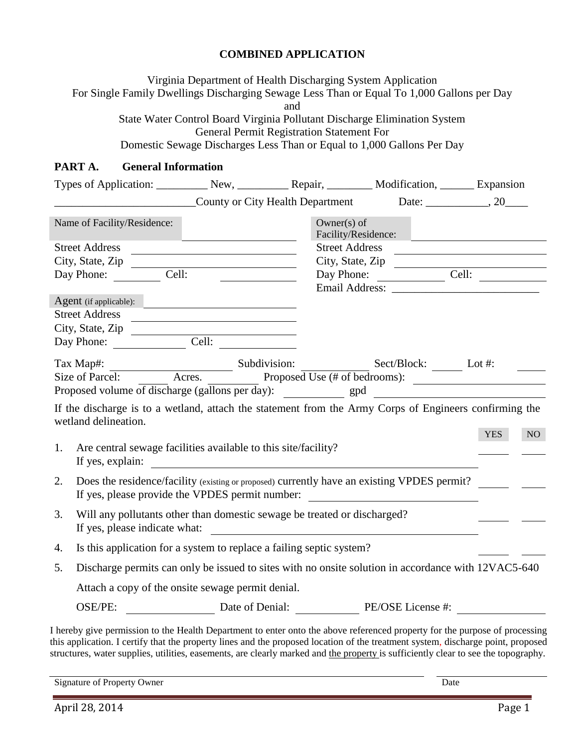**COMBINED APPLICATION**

Virginia Department of Health Discharging System Application
For Single Family Dwellings Discharging Sewage Less Than or Equal To 1,000 Gallons per Day
and
State Water Control Board Virginia Pollutant Discharge Elimination System
General Permit Registration Statement For
Domestic Sewage Discharges Less Than or Equal to 1,000 Gallons Per Day

## PART A. General Information

Types of Application: _________ New, _________ Repair, ________ Modification, ______ Expansion

________________________County or City Health Department Date: ___________, 20____

| Name of Facility/Residence: ______________________ | Owner(s) of Facility/Residence: ______________________ |
|---|---|
| Street Address ______________________ | Street Address ______________________ |
| City, State, Zip ______________________ | City, State, Zip ______________________ |
| Day Phone: ________ Cell: ____________ | Day Phone: ____________ Cell: ____________ |
| | Email Address: __________________________ |
| Agent (if applicable): ______________________ | |
| Street Address ______________________ | |
| City, State, Zip ______________________ | |
| Day Phone: ____________ Cell: ____________ | |

Tax Map#: ____________________ Subdivision: ____________ Sect/Block: ______ Lot #: ______

Size of Parcel: ______ Acres. __________ Proposed Use (# of bedrooms): ______________________

Proposed volume of discharge (gallons per day): __________ gpd ______________________

If the discharge is to a wetland, attach the statement from the Army Corps of Engineers confirming the wetland delineation.

| | | YES | NO |
|---|---|---|---|
| 1. | Are central sewage facilities available to this site/facility? If yes, explain: ______________________ | _____ | _____ |
| 2. | Does the residence/facility (existing or proposed) currently have an existing VPDES permit? If yes, please provide the VPDES permit number: ______________________ | _____ | _____ |
| 3. | Will any pollutants other than domestic sewage be treated or discharged? If yes, please indicate what: ______________________ | _____ | _____ |
| 4. | Is this application for a system to replace a failing septic system? | _____ | _____ |

5. Discharge permits can only be issued to sites with no onsite solution in accordance with 12VAC5-640

   Attach a copy of the onsite sewage permit denial.

   OSE/PE: ______________ Date of Denial: ___________ PE/OSE License #: ______________

I hereby give permission to the Health Department to enter onto the above referenced property for the purpose of processing this application. I certify that the property lines and the proposed location of the treatment system, discharge point, proposed structures, water supplies, utilities, easements, are clearly marked and the property is sufficiently clear to see the topography.

______________________________________________ ______________

Signature of Property Owner Date

April 28, 2014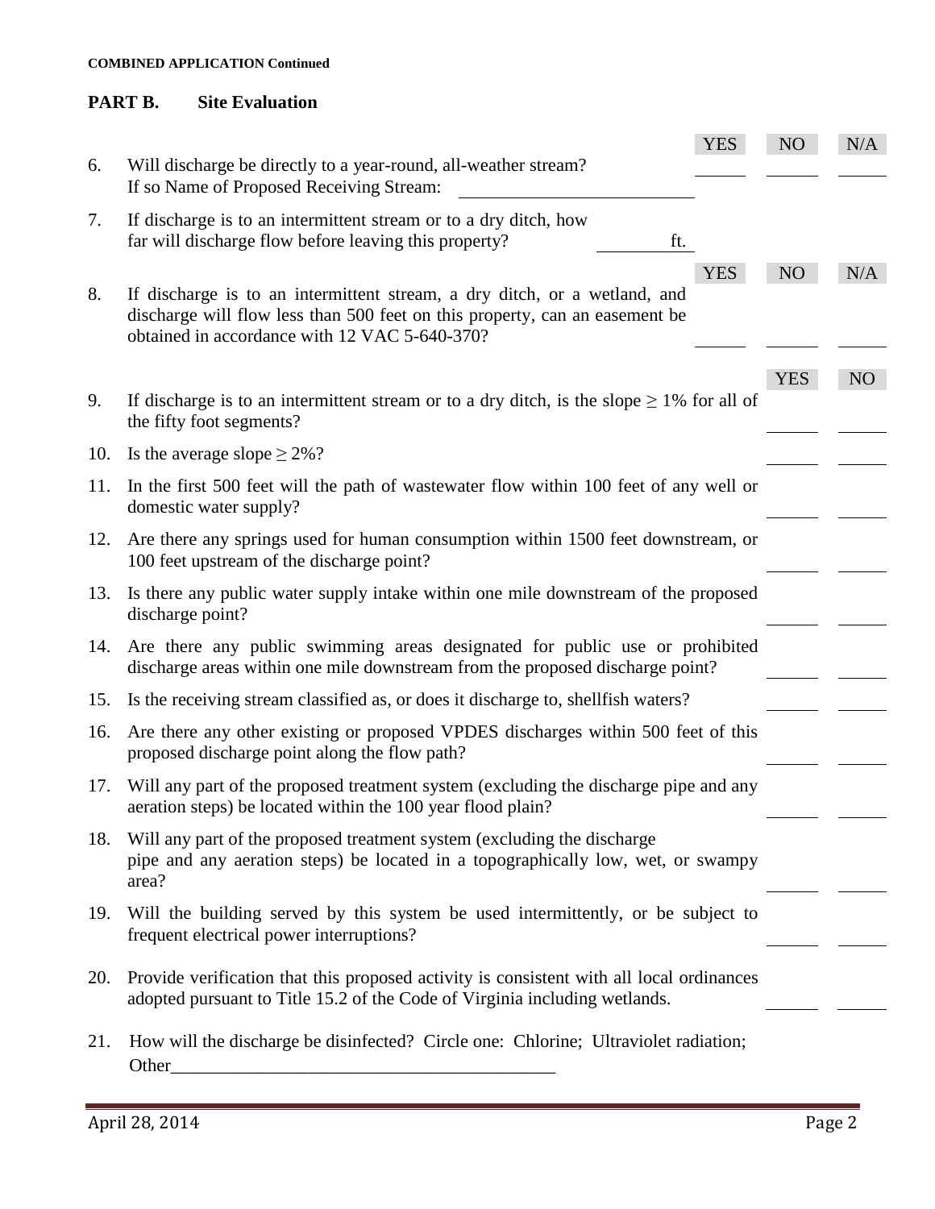**COMBINED APPLICATION Continued**

## PART B. Site Evaluation

| | | YES | NO | N/A |
|---|---|---|---|---|
| 6. | Will discharge be directly to a year-round, all-weather stream? If so Name of Proposed Receiving Stream: ____________________ | ______ | ______ | ______ |
| 7. | If discharge is to an intermittent stream or to a dry ditch, how far will discharge flow before leaving this property? ________ ft. | | | |
| 8. | If discharge is to an intermittent stream, a dry ditch, or a wetland, and discharge will flow less than 500 feet on this property, can an easement be obtained in accordance with 12 VAC 5-640-370? | ______ | ______ | ______ |

| | | YES | NO |
|---|---|---|---|
| 9. | If discharge is to an intermittent stream or to a dry ditch, is the slope ≥ 1% for all of the fifty foot segments? | ______ | ______ |
| 10. | Is the average slope ≥ 2%? | ______ | ______ |
| 11. | In the first 500 feet will the path of wastewater flow within 100 feet of any well or domestic water supply? | ______ | ______ |
| 12. | Are there any springs used for human consumption within 1500 feet downstream, or 100 feet upstream of the discharge point? | ______ | ______ |
| 13. | Is there any public water supply intake within one mile downstream of the proposed discharge point? | ______ | ______ |
| 14. | Are there any public swimming areas designated for public use or prohibited discharge areas within one mile downstream from the proposed discharge point? | ______ | ______ |
| 15. | Is the receiving stream classified as, or does it discharge to, shellfish waters? | ______ | ______ |
| 16. | Are there any other existing or proposed VPDES discharges within 500 feet of this proposed discharge point along the flow path? | ______ | ______ |
| 17. | Will any part of the proposed treatment system (excluding the discharge pipe and any aeration steps) be located within the 100 year flood plain? | ______ | ______ |
| 18. | Will any part of the proposed treatment system (excluding the discharge pipe and any aeration steps) be located in a topographically low, wet, or swampy area? | ______ | ______ |
| 19. | Will the building served by this system be used intermittently, or be subject to frequent electrical power interruptions? | ______ | ______ |
| 20. | Provide verification that this proposed activity is consistent with all local ordinances adopted pursuant to Title 15.2 of the Code of Virginia including wetlands. | ______ | ______ |

21. How will the discharge be disinfected? Circle one: Chlorine; Ultraviolet radiation; Other__________________________________________

April 28, 2014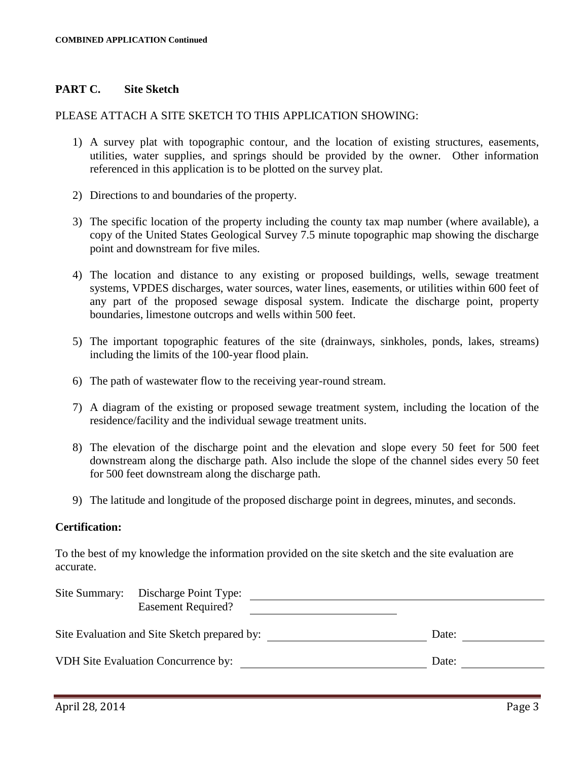## PART C. Site Sketch

PLEASE ATTACH A SITE SKETCH TO THIS APPLICATION SHOWING:

1) A survey plat with topographic contour, and the location of existing structures, easements, utilities, water supplies, and springs should be provided by the owner. Other information referenced in this application is to be plotted on the survey plat.
2) Directions to and boundaries of the property.
3) The specific location of the property including the county tax map number (where available), a copy of the United States Geological Survey 7.5 minute topographic map showing the discharge point and downstream for five miles.
4) The location and distance to any existing or proposed buildings, wells, sewage treatment systems, VPDES discharges, water sources, water lines, easements, or utilities within 600 feet of any part of the proposed sewage disposal system. Indicate the discharge point, property boundaries, limestone outcrops and wells within 500 feet.
5) The important topographic features of the site (drainways, sinkholes, ponds, lakes, streams) including the limits of the 100-year flood plain.
6) The path of wastewater flow to the receiving year-round stream.
7) A diagram of the existing or proposed sewage treatment system, including the location of the residence/facility and the individual sewage treatment units.
8) The elevation of the discharge point and the elevation and slope every 50 feet for 500 feet downstream along the discharge path. Also include the slope of the channel sides every 50 feet for 500 feet downstream along the discharge path.
9) The latitude and longitude of the proposed discharge point in degrees, minutes, and seconds.

**Certification:**

To the best of my knowledge the information provided on the site sketch and the site evaluation are accurate.

Site Summary: Discharge Point Type: ______________________________

Easement Required? ______________________________

Site Evaluation and Site Sketch prepared by: ______________________________ Date: ______________

VDH Site Evaluation Concurrence by: ______________________________ Date: ______________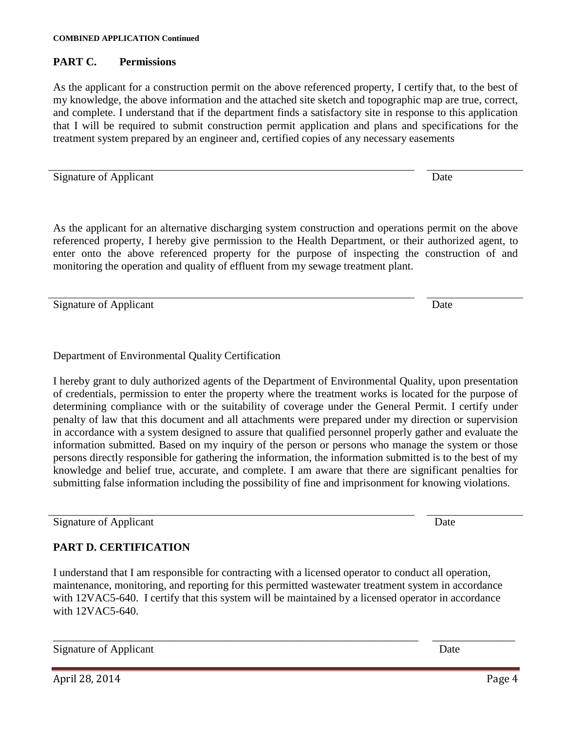**COMBINED APPLICATION Continued**

## PART C. Permissions

As the applicant for a construction permit on the above referenced property, I certify that, to the best of my knowledge, the above information and the attached site sketch and topographic map are true, correct, and complete. I understand that if the department finds a satisfactory site in response to this application that I will be required to submit construction permit application and plans and specifications for the treatment system prepared by an engineer and, certified copies of any necessary easements

Signature of Applicant ____________________ Date ____________

As the applicant for an alternative discharging system construction and operations permit on the above referenced property, I hereby give permission to the Health Department, or their authorized agent, to enter onto the above referenced property for the purpose of inspecting the construction of and monitoring the operation and quality of effluent from my sewage treatment plant.

Signature of Applicant ____________________ Date ____________

Department of Environmental Quality Certification

I hereby grant to duly authorized agents of the Department of Environmental Quality, upon presentation of credentials, permission to enter the property where the treatment works is located for the purpose of determining compliance with or the suitability of coverage under the General Permit. I certify under penalty of law that this document and all attachments were prepared under my direction or supervision in accordance with a system designed to assure that qualified personnel properly gather and evaluate the information submitted. Based on my inquiry of the person or persons who manage the system or those persons directly responsible for gathering the information, the information submitted is to the best of my knowledge and belief true, accurate, and complete. I am aware that there are significant penalties for submitting false information including the possibility of fine and imprisonment for knowing violations.

Signature of Applicant ____________________ Date ____________

## PART D. CERTIFICATION

I understand that I am responsible for contracting with a licensed operator to conduct all operation, maintenance, monitoring, and reporting for this permitted wastewater treatment system in accordance with 12VAC5-640. I certify that this system will be maintained by a licensed operator in accordance with 12VAC5-640.

Signature of Applicant ____________________ Date ____________

April 28, 2014